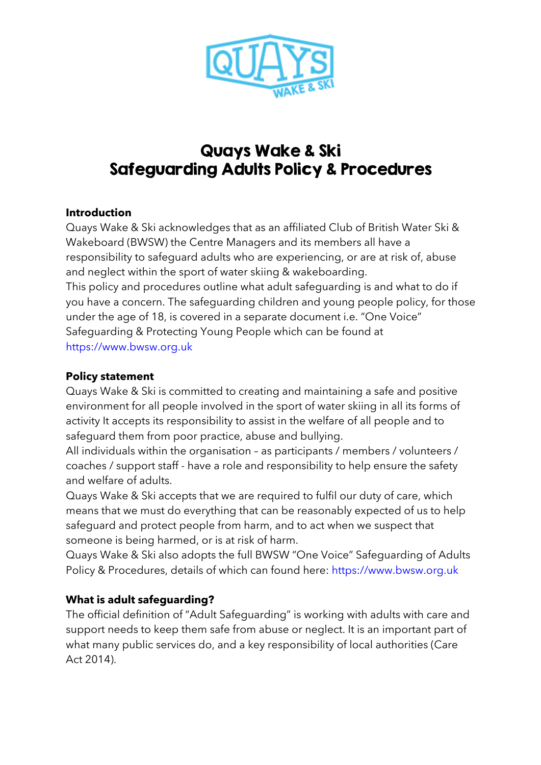# Quays Wake & Ski
# Safeguarding Adults Policy & Procedures

**Introduction**

Quays Wake & Ski acknowledges that as an affiliated Club of British Water Ski & Wakeboard (BWSW) the Centre Managers and its members all have a responsibility to safeguard adults who are experiencing, or are at risk of, abuse and neglect within the sport of water skiing & wakeboarding.

This policy and procedures outline what adult safeguarding is and what to do if you have a concern. The safeguarding children and young people policy, for those under the age of 18, is covered in a separate document i.e. "One Voice" Safeguarding & Protecting Young People which can be found at https://www.bwsw.org.uk

**Policy statement**

Quays Wake & Ski is committed to creating and maintaining a safe and positive environment for all people involved in the sport of water skiing in all its forms of activity It accepts its responsibility to assist in the welfare of all people and to safeguard them from poor practice, abuse and bullying.

All individuals within the organisation – as participants / members / volunteers / coaches / support staff - have a role and responsibility to help ensure the safety and welfare of adults.

Quays Wake & Ski accepts that we are required to fulfil our duty of care, which means that we must do everything that can be reasonably expected of us to help safeguard and protect people from harm, and to act when we suspect that someone is being harmed, or is at risk of harm.

Quays Wake & Ski also adopts the full BWSW "One Voice" Safeguarding of Adults Policy & Procedures, details of which can found here: https://www.bwsw.org.uk

**What is adult safeguarding?**

The official definition of "Adult Safeguarding" is working with adults with care and support needs to keep them safe from abuse or neglect. It is an important part of what many public services do, and a key responsibility of local authorities (Care Act 2014).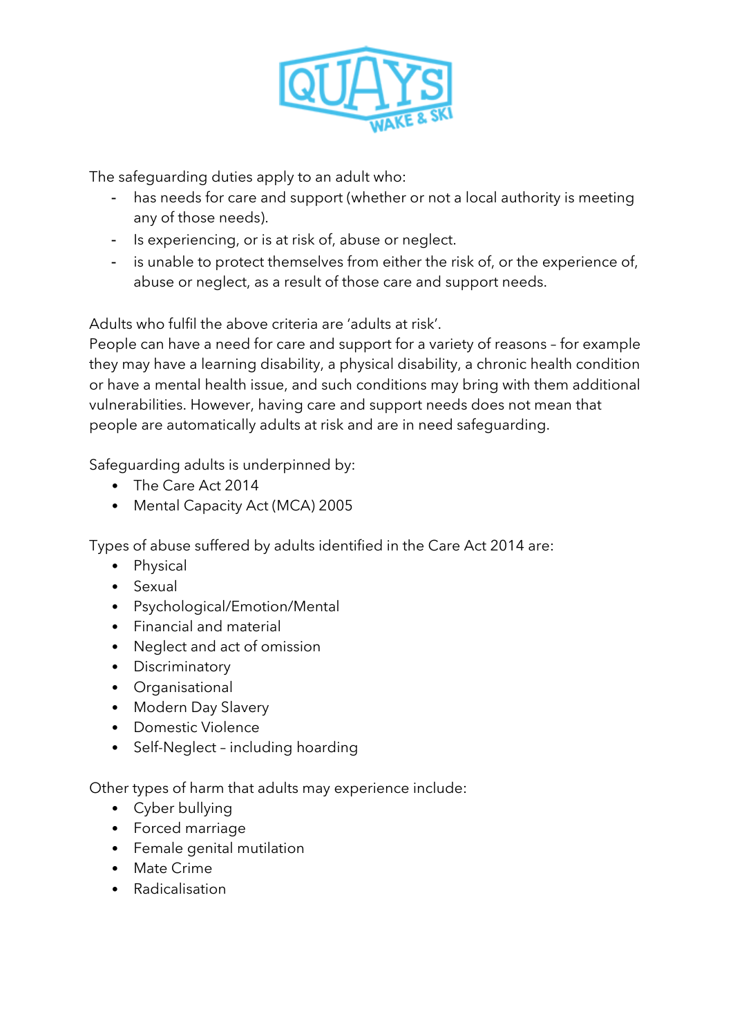The safeguarding duties apply to an adult who:

- has needs for care and support (whether or not a local authority is meeting any of those needs).
- Is experiencing, or is at risk of, abuse or neglect.
- is unable to protect themselves from either the risk of, or the experience of, abuse or neglect, as a result of those care and support needs.

Adults who fulfil the above criteria are 'adults at risk'.
People can have a need for care and support for a variety of reasons – for example they may have a learning disability, a physical disability, a chronic health condition or have a mental health issue, and such conditions may bring with them additional vulnerabilities. However, having care and support needs does not mean that people are automatically adults at risk and are in need safeguarding.

Safeguarding adults is underpinned by:

- The Care Act 2014
- Mental Capacity Act (MCA) 2005

Types of abuse suffered by adults identified in the Care Act 2014 are:

- Physical
- Sexual
- Psychological/Emotion/Mental
- Financial and material
- Neglect and act of omission
- Discriminatory
- Organisational
- Modern Day Slavery
- Domestic Violence
- Self-Neglect – including hoarding

Other types of harm that adults may experience include:

- Cyber bullying
- Forced marriage
- Female genital mutilation
- Mate Crime
- Radicalisation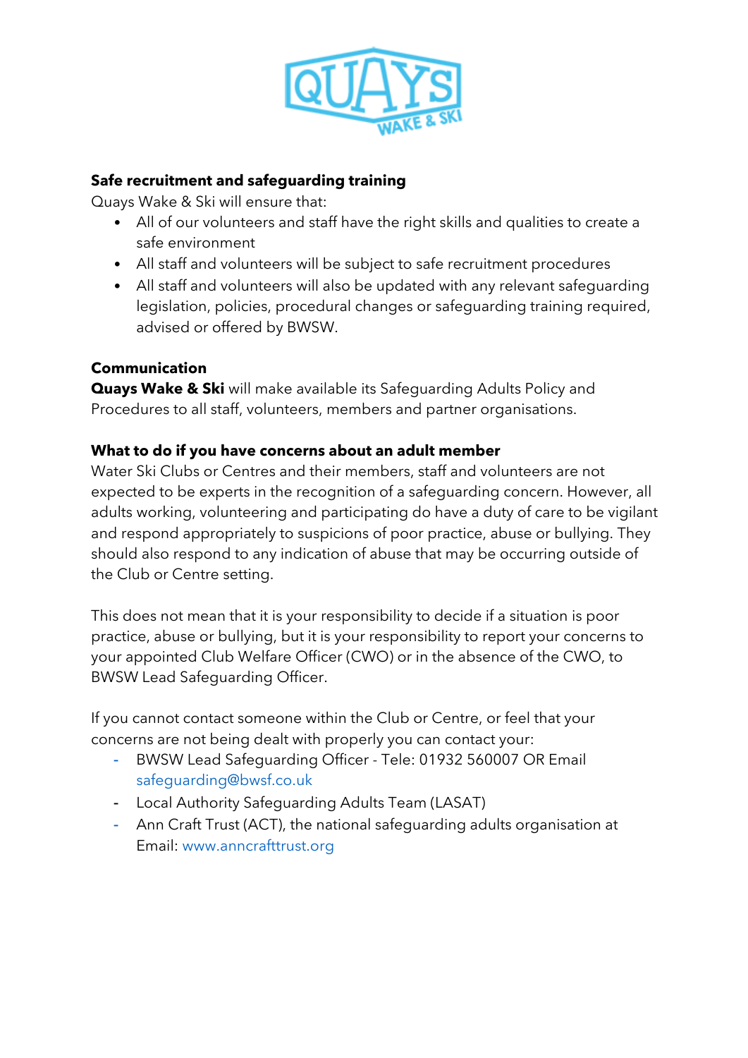**Safe recruitment and safeguarding training**

Quays Wake & Ski will ensure that:

- All of our volunteers and staff have the right skills and qualities to create a safe environment
- All staff and volunteers will be subject to safe recruitment procedures
- All staff and volunteers will also be updated with any relevant safeguarding legislation, policies, procedural changes or safeguarding training required, advised or offered by BWSW.

**Communication**

**Quays Wake & Ski** will make available its Safeguarding Adults Policy and Procedures to all staff, volunteers, members and partner organisations.

**What to do if you have concerns about an adult member**

Water Ski Clubs or Centres and their members, staff and volunteers are not expected to be experts in the recognition of a safeguarding concern. However, all adults working, volunteering and participating do have a duty of care to be vigilant and respond appropriately to suspicions of poor practice, abuse or bullying. They should also respond to any indication of abuse that may be occurring outside of the Club or Centre setting.

This does not mean that it is your responsibility to decide if a situation is poor practice, abuse or bullying, but it is your responsibility to report your concerns to your appointed Club Welfare Officer (CWO) or in the absence of the CWO, to BWSW Lead Safeguarding Officer.

If you cannot contact someone within the Club or Centre, or feel that your concerns are not being dealt with properly you can contact your:

- BWSW Lead Safeguarding Officer - Tele: 01932 560007 OR Email safeguarding@bwsf.co.uk
- Local Authority Safeguarding Adults Team (LASAT)
- Ann Craft Trust (ACT), the national safeguarding adults organisation at Email: www.anncrafttrust.org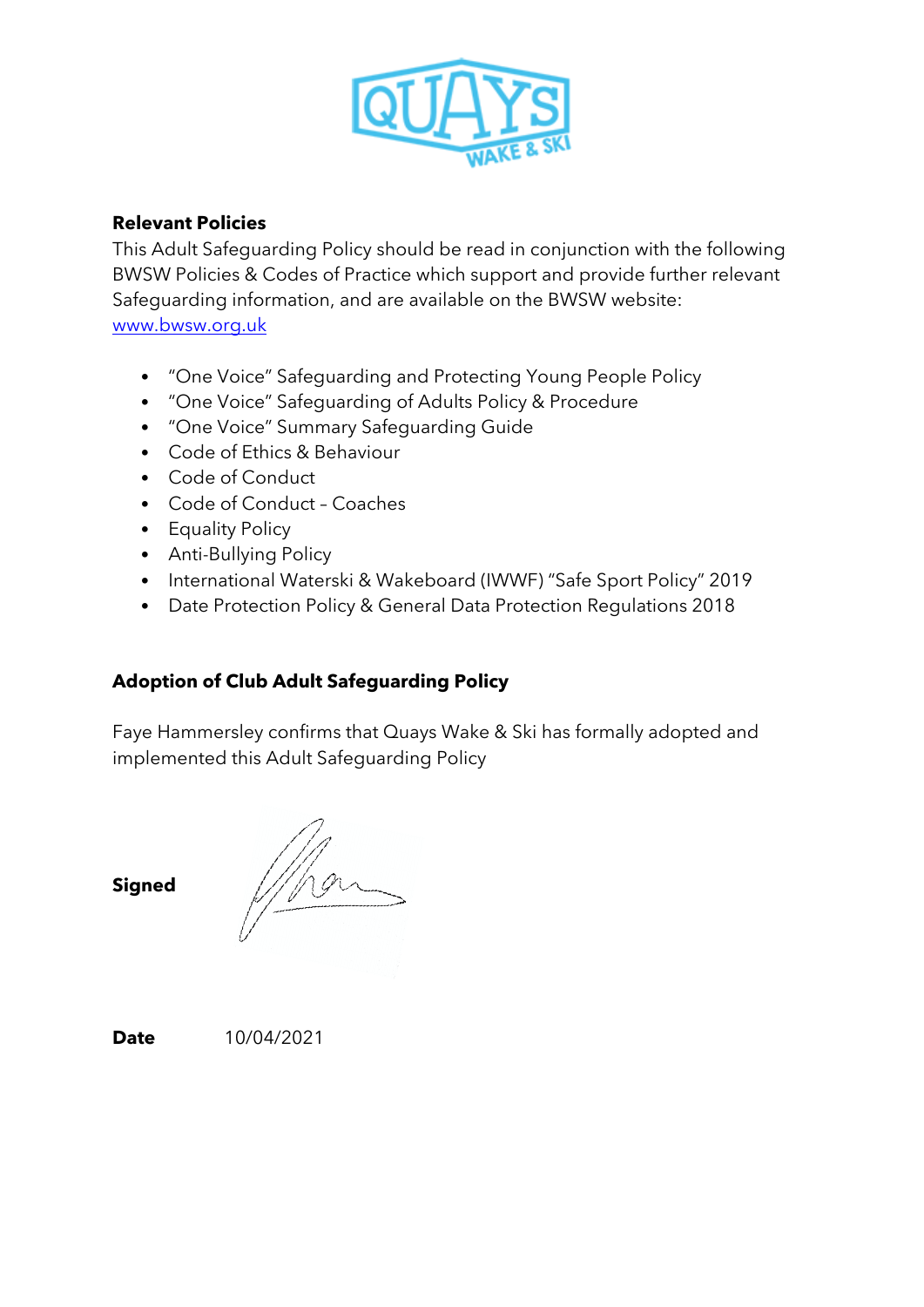**Relevant Policies**

This Adult Safeguarding Policy should be read in conjunction with the following BWSW Policies & Codes of Practice which support and provide further relevant Safeguarding information, and are available on the BWSW website: www.bwsw.org.uk

- "One Voice" Safeguarding and Protecting Young People Policy
- "One Voice" Safeguarding of Adults Policy & Procedure
- "One Voice" Summary Safeguarding Guide
- Code of Ethics & Behaviour
- Code of Conduct
- Code of Conduct – Coaches
- Equality Policy
- Anti-Bullying Policy
- International Waterski & Wakeboard (IWWF) "Safe Sport Policy" 2019
- Date Protection Policy & General Data Protection Regulations 2018

**Adoption of Club Adult Safeguarding Policy**

Faye Hammersley confirms that Quays Wake & Ski has formally adopted and implemented this Adult Safeguarding Policy

**Signed**

**Date** 10/04/2021